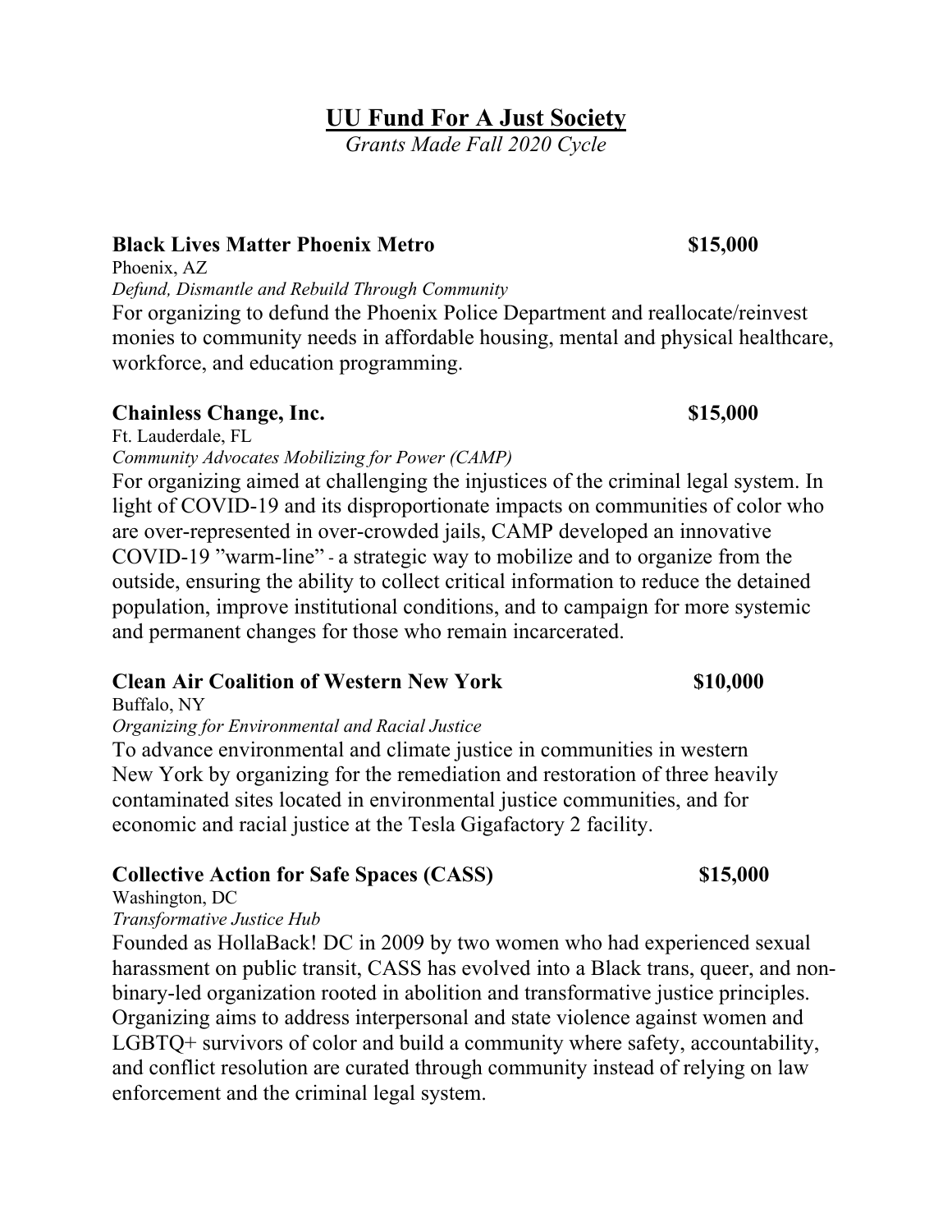# UU Fund For A Just Society

*Grants Made Fall 2020 Cycle*

**Black Lives Matter Phoenix Metro** **$15,000**

Phoenix, AZ

*Defund, Dismantle and Rebuild Through Community*

For organizing to defund the Phoenix Police Department and reallocate/reinvest monies to community needs in affordable housing, mental and physical healthcare, workforce, and education programming.

**Chainless Change, Inc.** **$15,000**

Ft. Lauderdale, FL

*Community Advocates Mobilizing for Power (CAMP)*

For organizing aimed at challenging the injustices of the criminal legal system. In light of COVID-19 and its disproportionate impacts on communities of color who are over-represented in over-crowded jails, CAMP developed an innovative COVID-19 "warm-line" - a strategic way to mobilize and to organize from the outside, ensuring the ability to collect critical information to reduce the detained population, improve institutional conditions, and to campaign for more systemic and permanent changes for those who remain incarcerated.

**Clean Air Coalition of Western New York** **$10,000**

Buffalo, NY

*Organizing for Environmental and Racial Justice*

To advance environmental and climate justice in communities in western New York by organizing for the remediation and restoration of three heavily contaminated sites located in environmental justice communities, and for economic and racial justice at the Tesla Gigafactory 2 facility.

**Collective Action for Safe Spaces (CASS)** **$15,000**

Washington, DC

*Transformative Justice Hub*

Founded as HollaBack! DC in 2009 by two women who had experienced sexual harassment on public transit, CASS has evolved into a Black trans, queer, and non-binary-led organization rooted in abolition and transformative justice principles. Organizing aims to address interpersonal and state violence against women and LGBTQ+ survivors of color and build a community where safety, accountability, and conflict resolution are curated through community instead of relying on law enforcement and the criminal legal system.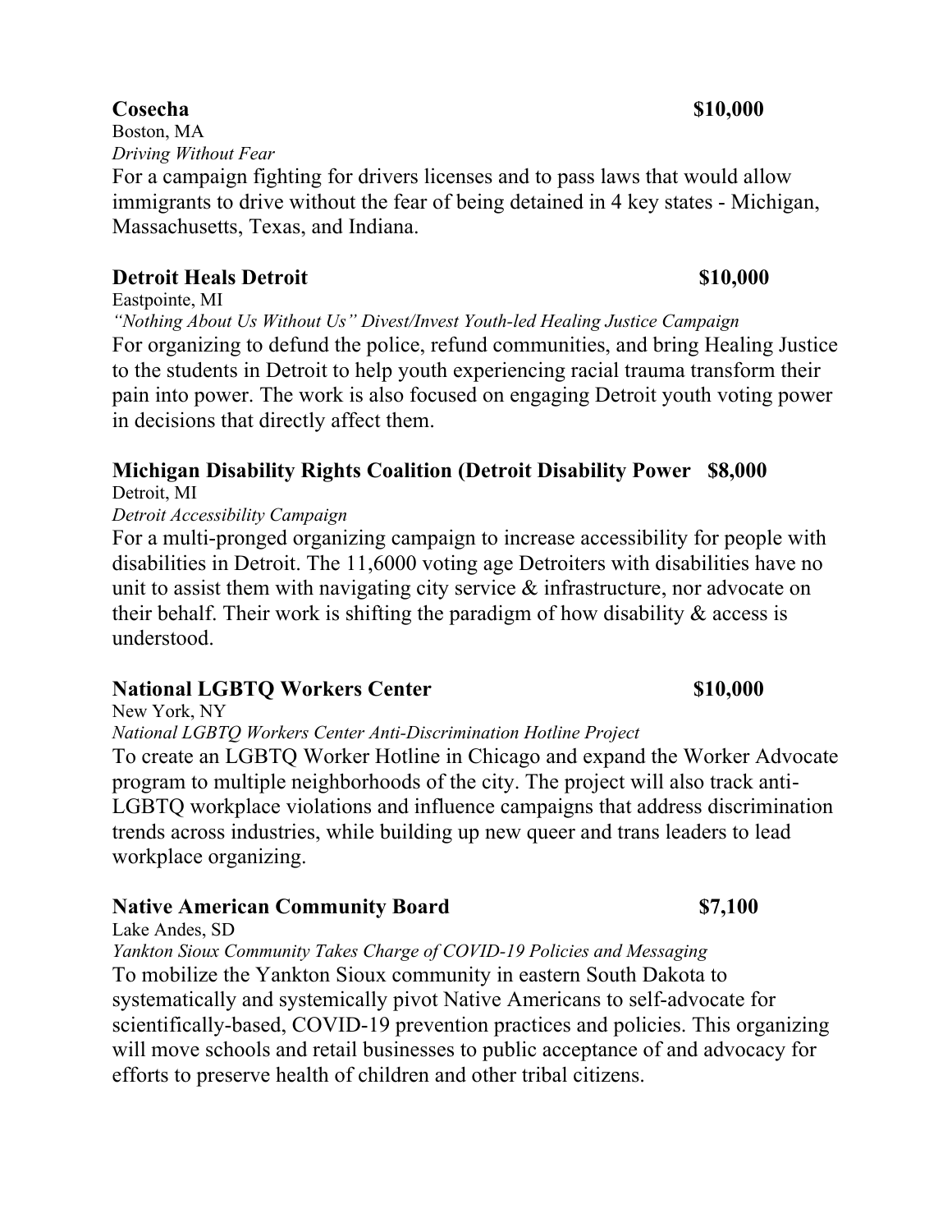**Cosecha** **$10,000**

Boston, MA

*Driving Without Fear*

For a campaign fighting for drivers licenses and to pass laws that would allow immigrants to drive without the fear of being detained in 4 key states - Michigan, Massachusetts, Texas, and Indiana.

**Detroit Heals Detroit** **$10,000**

Eastpointe, MI

*"Nothing About Us Without Us" Divest/Invest Youth-led Healing Justice Campaign*

For organizing to defund the police, refund communities, and bring Healing Justice to the students in Detroit to help youth experiencing racial trauma transform their pain into power. The work is also focused on engaging Detroit youth voting power in decisions that directly affect them.

**Michigan Disability Rights Coalition (Detroit Disability Power** **$8,000**

Detroit, MI

*Detroit Accessibility Campaign*

For a multi-pronged organizing campaign to increase accessibility for people with disabilities in Detroit. The 11,6000 voting age Detroiters with disabilities have no unit to assist them with navigating city service & infrastructure, nor advocate on their behalf. Their work is shifting the paradigm of how disability & access is understood.

**National LGBTQ Workers Center** **$10,000**

New York, NY

*National LGBTQ Workers Center Anti-Discrimination Hotline Project*

To create an LGBTQ Worker Hotline in Chicago and expand the Worker Advocate program to multiple neighborhoods of the city. The project will also track anti-LGBTQ workplace violations and influence campaigns that address discrimination trends across industries, while building up new queer and trans leaders to lead workplace organizing.

**Native American Community Board** **$7,100**

Lake Andes, SD

*Yankton Sioux Community Takes Charge of COVID-19 Policies and Messaging*

To mobilize the Yankton Sioux community in eastern South Dakota to systematically and systemically pivot Native Americans to self-advocate for scientifically-based, COVID-19 prevention practices and policies. This organizing will move schools and retail businesses to public acceptance of and advocacy for efforts to preserve health of children and other tribal citizens.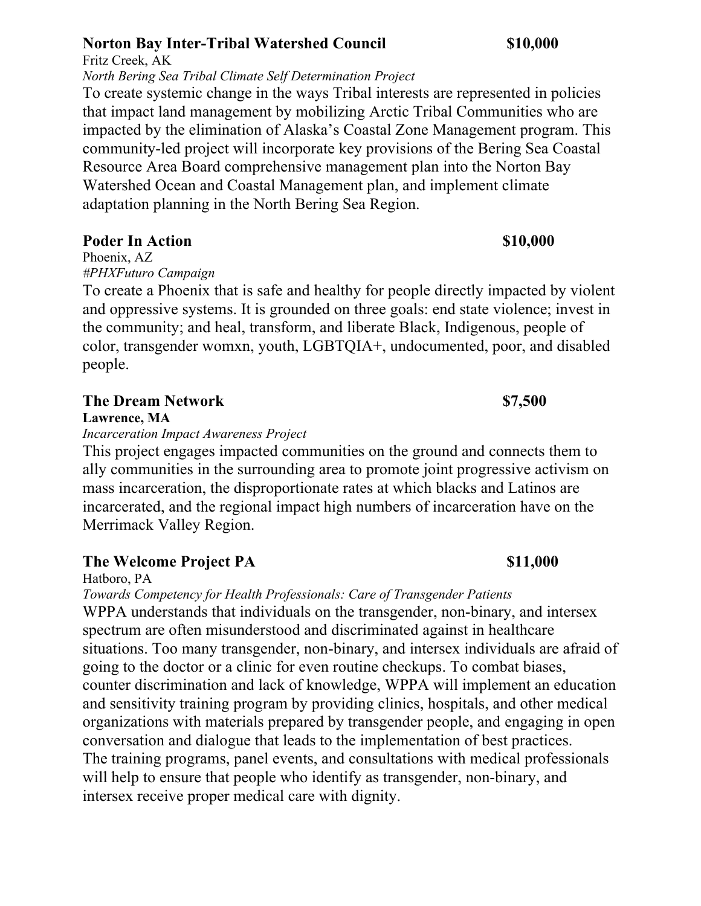**Norton Bay Inter-Tribal Watershed Council** **$10,000**
Fritz Creek, AK
*North Bering Sea Tribal Climate Self Determination Project*
To create systemic change in the ways Tribal interests are represented in policies that impact land management by mobilizing Arctic Tribal Communities who are impacted by the elimination of Alaska's Coastal Zone Management program. This community-led project will incorporate key provisions of the Bering Sea Coastal Resource Area Board comprehensive management plan into the Norton Bay Watershed Ocean and Coastal Management plan, and implement climate adaptation planning in the North Bering Sea Region.

**Poder In Action** **$10,000**
Phoenix, AZ
*#PHXFuturo Campaign*
To create a Phoenix that is safe and healthy for people directly impacted by violent and oppressive systems. It is grounded on three goals: end state violence; invest in the community; and heal, transform, and liberate Black, Indigenous, people of color, transgender womxn, youth, LGBTQIA+, undocumented, poor, and disabled people.

**The Dream Network** **$7,500**
**Lawrence, MA**
*Incarceration Impact Awareness Project*
This project engages impacted communities on the ground and connects them to ally communities in the surrounding area to promote joint progressive activism on mass incarceration, the disproportionate rates at which blacks and Latinos are incarcerated, and the regional impact high numbers of incarceration have on the Merrimack Valley Region.

**The Welcome Project PA** **$11,000**
Hatboro, PA
*Towards Competency for Health Professionals: Care of Transgender Patients*
WPPA understands that individuals on the transgender, non-binary, and intersex spectrum are often misunderstood and discriminated against in healthcare situations. Too many transgender, non-binary, and intersex individuals are afraid of going to the doctor or a clinic for even routine checkups. To combat biases, counter discrimination and lack of knowledge, WPPA will implement an education and sensitivity training program by providing clinics, hospitals, and other medical organizations with materials prepared by transgender people, and engaging in open conversation and dialogue that leads to the implementation of best practices.
The training programs, panel events, and consultations with medical professionals will help to ensure that people who identify as transgender, non-binary, and intersex receive proper medical care with dignity.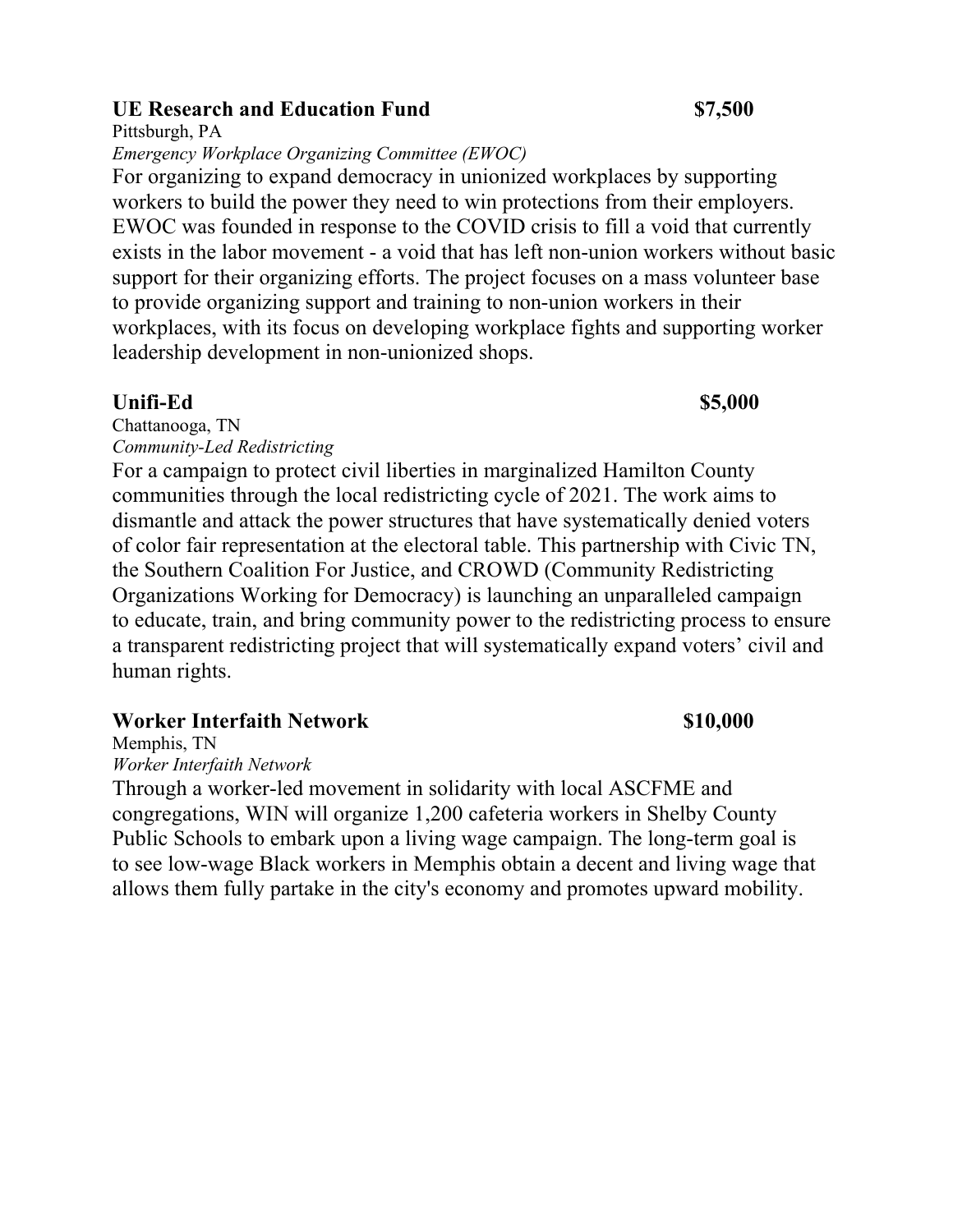**UE Research and Education Fund** **$7,500**

Pittsburgh, PA

*Emergency Workplace Organizing Committee (EWOC)*

For organizing to expand democracy in unionized workplaces by supporting workers to build the power they need to win protections from their employers. EWOC was founded in response to the COVID crisis to fill a void that currently exists in the labor movement - a void that has left non-union workers without basic support for their organizing efforts. The project focuses on a mass volunteer base to provide organizing support and training to non-union workers in their workplaces, with its focus on developing workplace fights and supporting worker leadership development in non-unionized shops.

**Unifi-Ed** **$5,000**

Chattanooga, TN

*Community-Led Redistricting*

For a campaign to protect civil liberties in marginalized Hamilton County communities through the local redistricting cycle of 2021. The work aims to dismantle and attack the power structures that have systematically denied voters of color fair representation at the electoral table. This partnership with Civic TN, the Southern Coalition For Justice, and CROWD (Community Redistricting Organizations Working for Democracy) is launching an unparalleled campaign to educate, train, and bring community power to the redistricting process to ensure a transparent redistricting project that will systematically expand voters' civil and human rights.

**Worker Interfaith Network** **$10,000**

Memphis, TN

*Worker Interfaith Network*

Through a worker-led movement in solidarity with local ASCFME and congregations, WIN will organize 1,200 cafeteria workers in Shelby County Public Schools to embark upon a living wage campaign. The long-term goal is to see low-wage Black workers in Memphis obtain a decent and living wage that allows them fully partake in the city's economy and promotes upward mobility.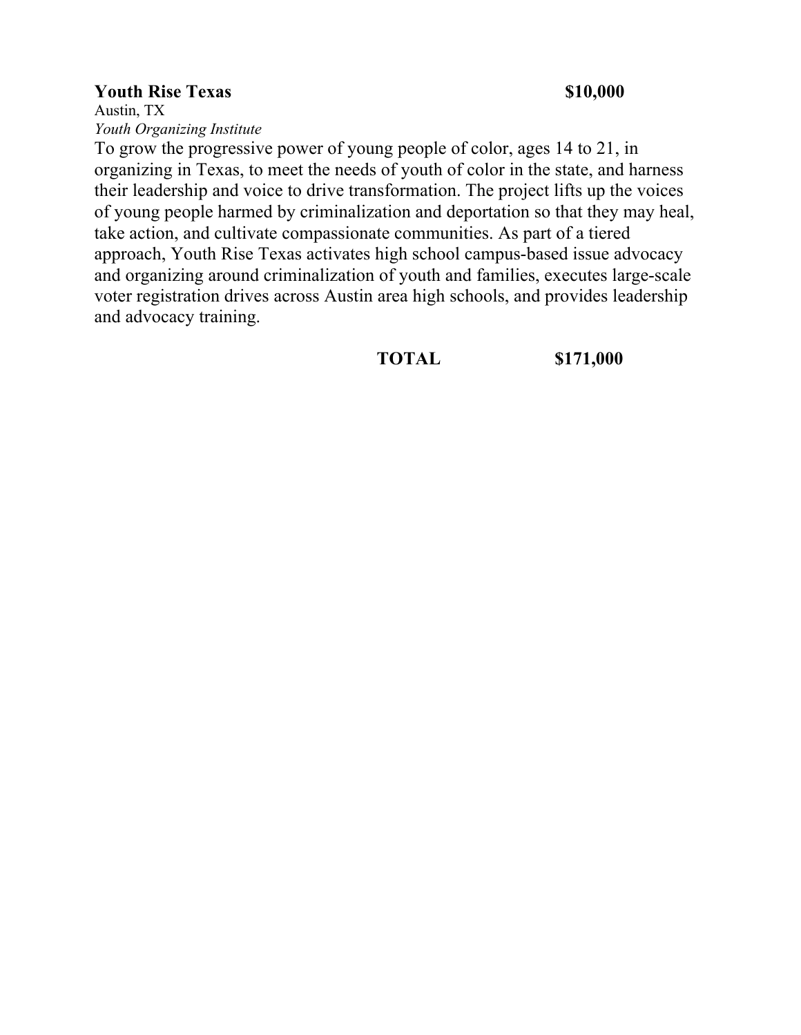**Youth Rise Texas** **$10,000**
Austin, TX
*Youth Organizing Institute*
To grow the progressive power of young people of color, ages 14 to 21, in organizing in Texas, to meet the needs of youth of color in the state, and harness their leadership and voice to drive transformation. The project lifts up the voices of young people harmed by criminalization and deportation so that they may heal, take action, and cultivate compassionate communities. As part of a tiered approach, Youth Rise Texas activates high school campus-based issue advocacy and organizing around criminalization of youth and families, executes large-scale voter registration drives across Austin area high schools, and provides leadership and advocacy training.

**TOTAL** **$171,000**